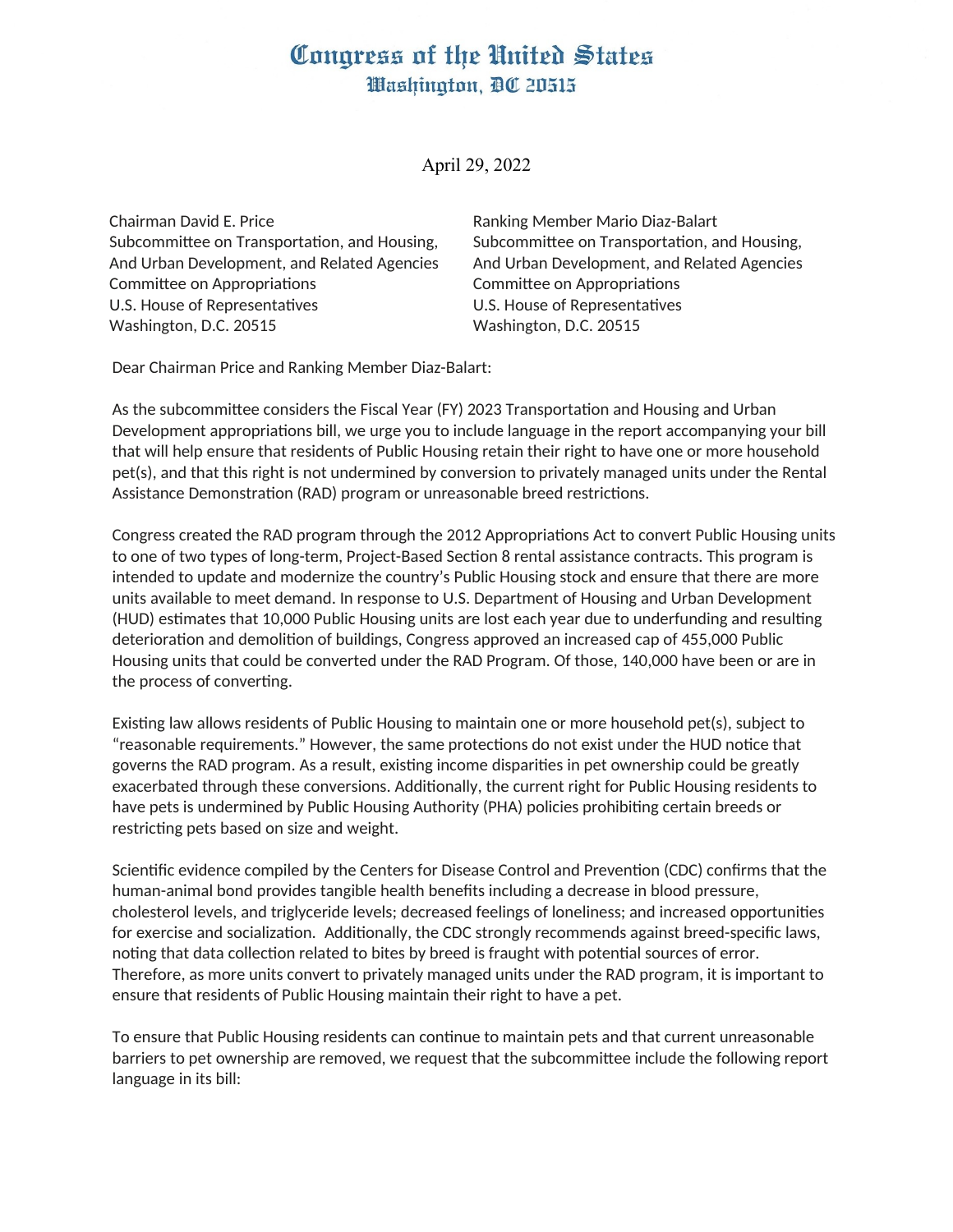# Congress of the United States
## Washington, DC 20515

April 29, 2022

Chairman David E. Price
Subcommittee on Transportation, and Housing,
And Urban Development, and Related Agencies
Committee on Appropriations
U.S. House of Representatives
Washington, D.C. 20515

Ranking Member Mario Diaz-Balart
Subcommittee on Transportation, and Housing,
And Urban Development, and Related Agencies
Committee on Appropriations
U.S. House of Representatives
Washington, D.C. 20515

Dear Chairman Price and Ranking Member Diaz-Balart:

As the subcommittee considers the Fiscal Year (FY) 2023 Transportation and Housing and Urban Development appropriations bill, we urge you to include language in the report accompanying your bill that will help ensure that residents of Public Housing retain their right to have one or more household pet(s), and that this right is not undermined by conversion to privately managed units under the Rental Assistance Demonstration (RAD) program or unreasonable breed restrictions.

Congress created the RAD program through the 2012 Appropriations Act to convert Public Housing units to one of two types of long-term, Project-Based Section 8 rental assistance contracts. This program is intended to update and modernize the country's Public Housing stock and ensure that there are more units available to meet demand. In response to U.S. Department of Housing and Urban Development (HUD) estimates that 10,000 Public Housing units are lost each year due to underfunding and resulting deterioration and demolition of buildings, Congress approved an increased cap of 455,000 Public Housing units that could be converted under the RAD Program. Of those, 140,000 have been or are in the process of converting.

Existing law allows residents of Public Housing to maintain one or more household pet(s), subject to "reasonable requirements." However, the same protections do not exist under the HUD notice that governs the RAD program. As a result, existing income disparities in pet ownership could be greatly exacerbated through these conversions. Additionally, the current right for Public Housing residents to have pets is undermined by Public Housing Authority (PHA) policies prohibiting certain breeds or restricting pets based on size and weight.

Scientific evidence compiled by the Centers for Disease Control and Prevention (CDC) confirms that the human-animal bond provides tangible health benefits including a decrease in blood pressure, cholesterol levels, and triglyceride levels; decreased feelings of loneliness; and increased opportunities for exercise and socialization. Additionally, the CDC strongly recommends against breed-specific laws, noting that data collection related to bites by breed is fraught with potential sources of error. Therefore, as more units convert to privately managed units under the RAD program, it is important to ensure that residents of Public Housing maintain their right to have a pet.

To ensure that Public Housing residents can continue to maintain pets and that current unreasonable barriers to pet ownership are removed, we request that the subcommittee include the following report language in its bill: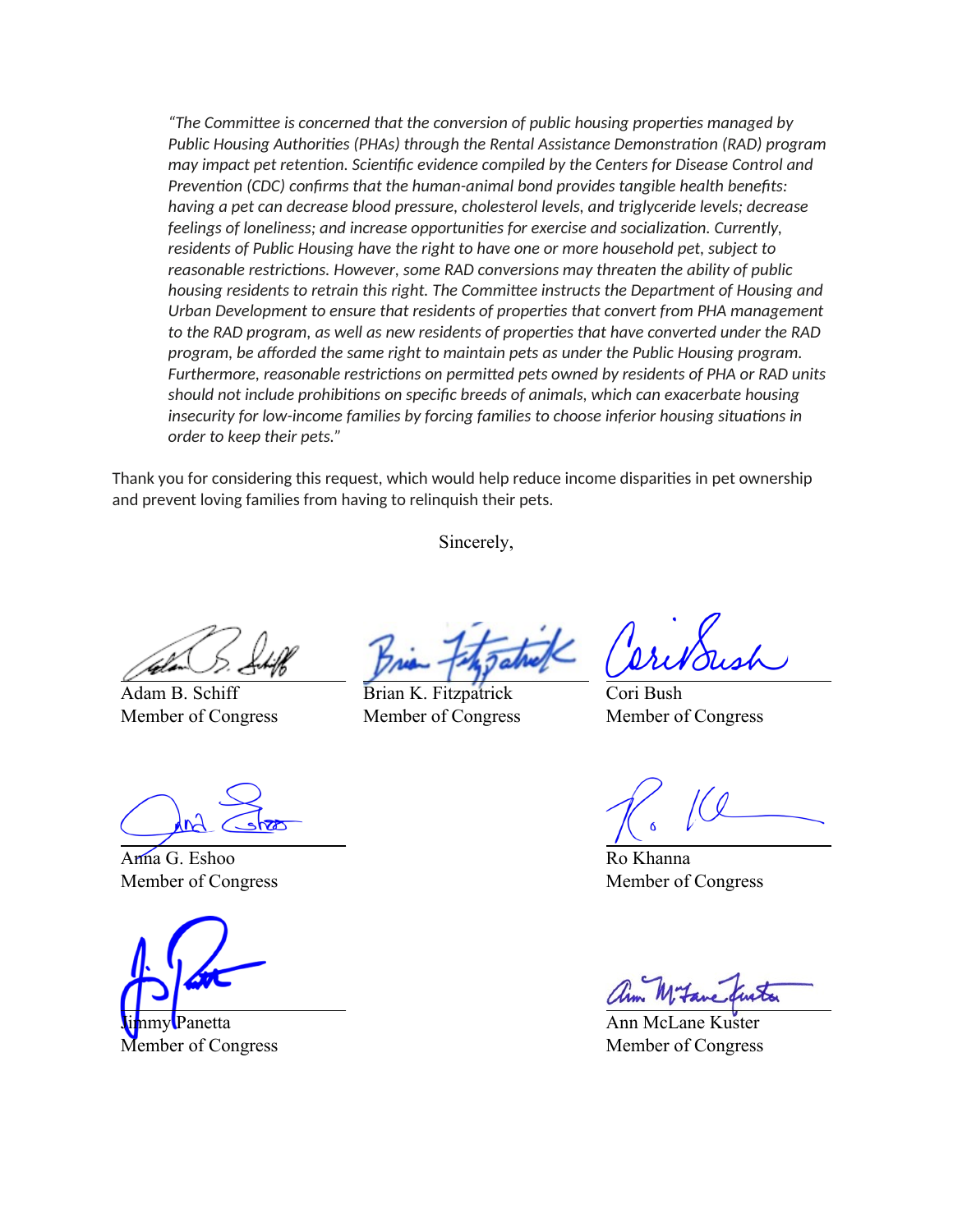*"The Committee is concerned that the conversion of public housing properties managed by Public Housing Authorities (PHAs) through the Rental Assistance Demonstration (RAD) program may impact pet retention. Scientific evidence compiled by the Centers for Disease Control and Prevention (CDC) confirms that the human-animal bond provides tangible health benefits: having a pet can decrease blood pressure, cholesterol levels, and triglyceride levels; decrease feelings of loneliness; and increase opportunities for exercise and socialization. Currently, residents of Public Housing have the right to have one or more household pet, subject to reasonable restrictions. However, some RAD conversions may threaten the ability of public housing residents to retrain this right. The Committee instructs the Department of Housing and Urban Development to ensure that residents of properties that convert from PHA management to the RAD program, as well as new residents of properties that have converted under the RAD program, be afforded the same right to maintain pets as under the Public Housing program. Furthermore, reasonable restrictions on permitted pets owned by residents of PHA or RAD units should not include prohibitions on specific breeds of animals, which can exacerbate housing insecurity for low-income families by forcing families to choose inferior housing situations in order to keep their pets."*

Thank you for considering this request, which would help reduce income disparities in pet ownership and prevent loving families from having to relinquish their pets.

Sincerely,

Adam B. Schiff
Member of Congress

Brian K. Fitzpatrick
Member of Congress

Cori Bush
Member of Congress

Anna G. Eshoo
Member of Congress

Ro Khanna
Member of Congress

Jimmy Panetta
Member of Congress

Ann McLane Kuster
Member of Congress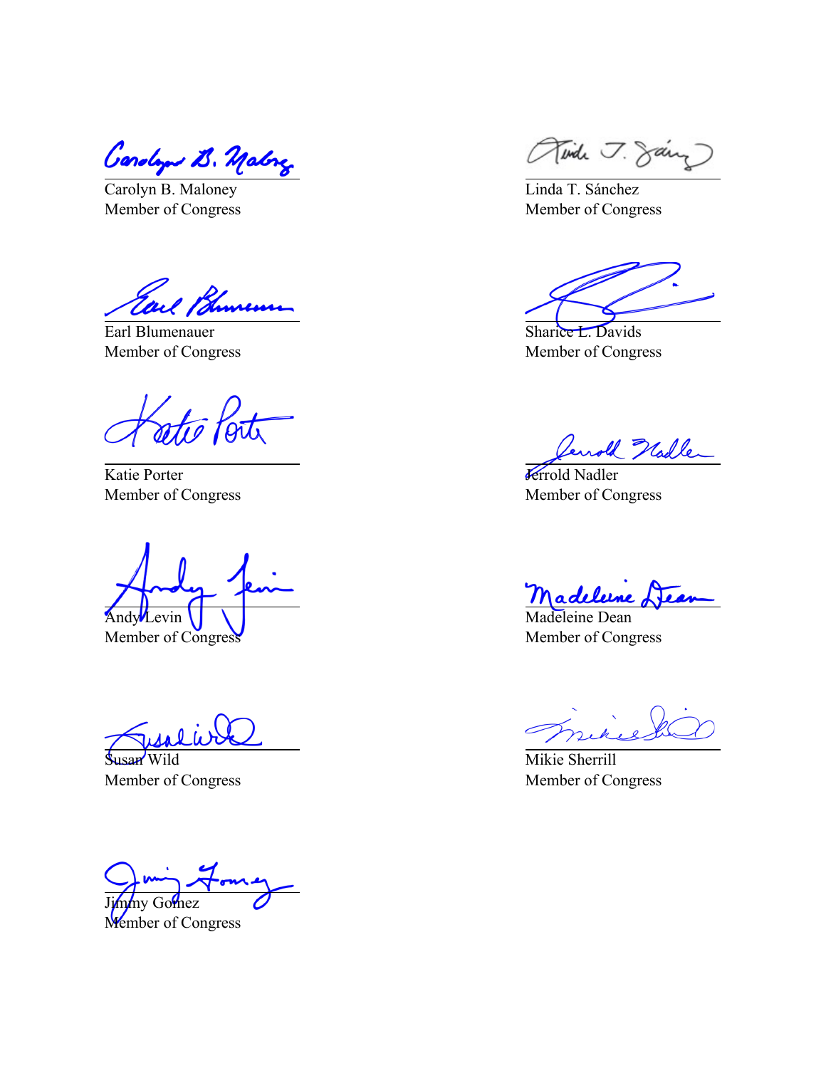Carolyn B. Maloney
Member of Congress

Linda T. Sánchez
Member of Congress

Earl Blumenauer
Member of Congress

Sharice L. Davids
Member of Congress

Katie Porter
Member of Congress

Jerrold Nadler
Member of Congress

Andy Levin
Member of Congress

Madeleine Dean
Member of Congress

Susan Wild
Member of Congress

Mikie Sherrill
Member of Congress

Jimmy Gomez
Member of Congress